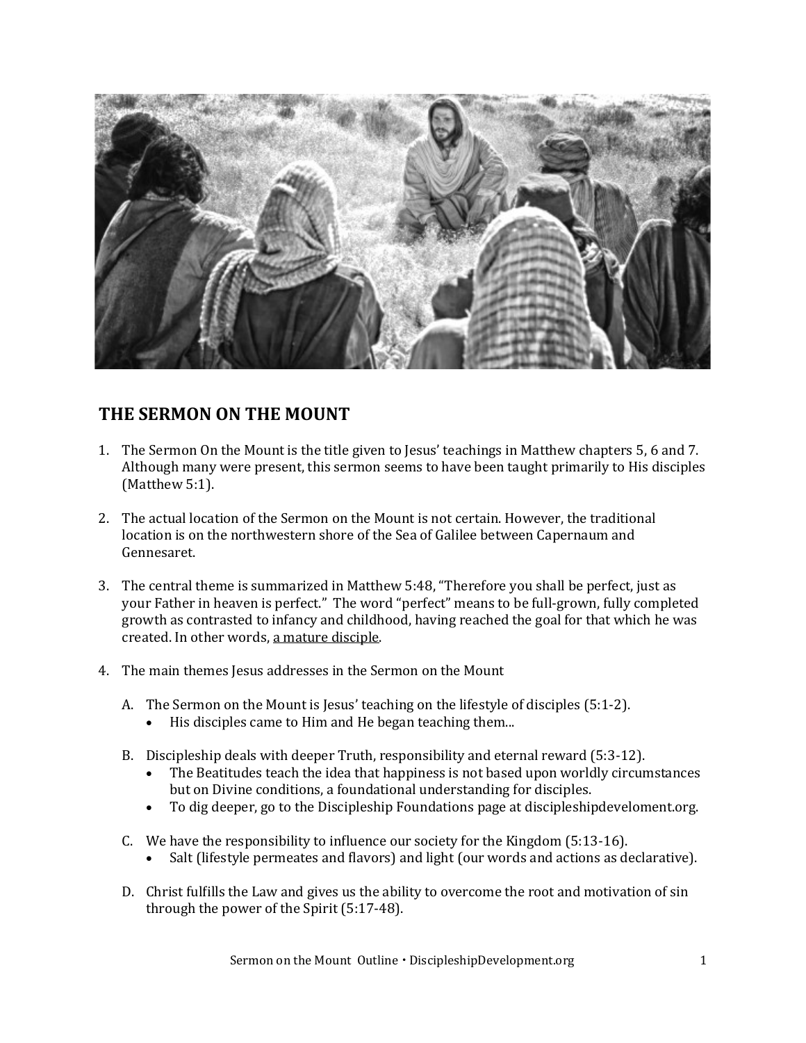## THE SERMON ON THE MOUNT

1. The Sermon On the Mount is the title given to Jesus' teachings in Matthew chapters 5, 6 and 7. Although many were present, this sermon seems to have been taught primarily to His disciples (Matthew 5:1).

2. The actual location of the Sermon on the Mount is not certain. However, the traditional location is on the northwestern shore of the Sea of Galilee between Capernaum and Gennesaret.

3. The central theme is summarized in Matthew 5:48, "Therefore you shall be perfect, just as your Father in heaven is perfect." The word "perfect" means to be full-grown, fully completed growth as contrasted to infancy and childhood, having reached the goal for that which he was created. In other words, <u>a mature disciple</u>.

4. The main themes Jesus addresses in the Sermon on the Mount

   A. The Sermon on the Mount is Jesus' teaching on the lifestyle of disciples (5:1-2).
      - His disciples came to Him and He began teaching them...

   B. Discipleship deals with deeper Truth, responsibility and eternal reward (5:3-12).
      - The Beatitudes teach the idea that happiness is not based upon worldly circumstances but on Divine conditions, a foundational understanding for disciples.
      - To dig deeper, go to the Discipleship Foundations page at discipleshipdevelement.org.

   C. We have the responsibility to influence our society for the Kingdom (5:13-16).
      - Salt (lifestyle permeates and flavors) and light (our words and actions as declarative).

   D. Christ fulfills the Law and gives us the ability to overcome the root and motivation of sin through the power of the Spirit (5:17-48).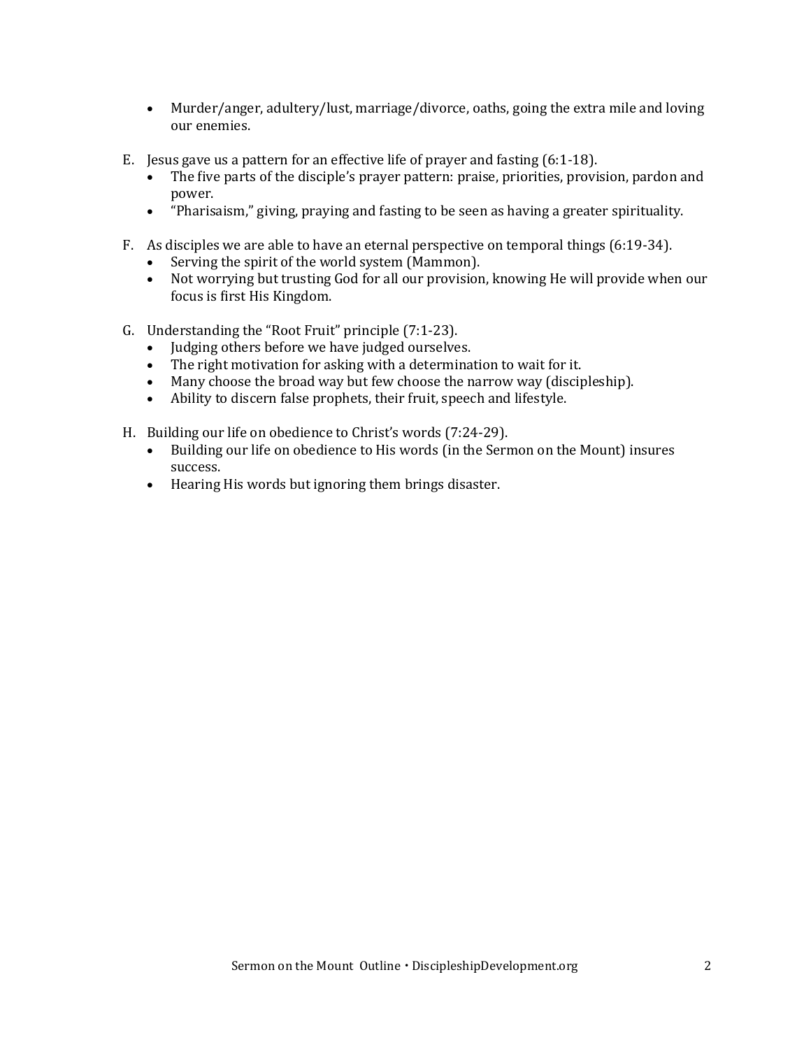- Murder/anger, adultery/lust, marriage/divorce, oaths, going the extra mile and loving our enemies.

E. Jesus gave us a pattern for an effective life of prayer and fasting (6:1-18).
   - The five parts of the disciple's prayer pattern: praise, priorities, provision, pardon and power.
   - "Pharisaism," giving, praying and fasting to be seen as having a greater spirituality.

F. As disciples we are able to have an eternal perspective on temporal things (6:19-34).
   - Serving the spirit of the world system (Mammon).
   - Not worrying but trusting God for all our provision, knowing He will provide when our focus is first His Kingdom.

G. Understanding the "Root Fruit" principle (7:1-23).
   - Judging others before we have judged ourselves.
   - The right motivation for asking with a determination to wait for it.
   - Many choose the broad way but few choose the narrow way (discipleship).
   - Ability to discern false prophets, their fruit, speech and lifestyle.

H. Building our life on obedience to Christ's words (7:24-29).
   - Building our life on obedience to His words (in the Sermon on the Mount) insures success.
   - Hearing His words but ignoring them brings disaster.